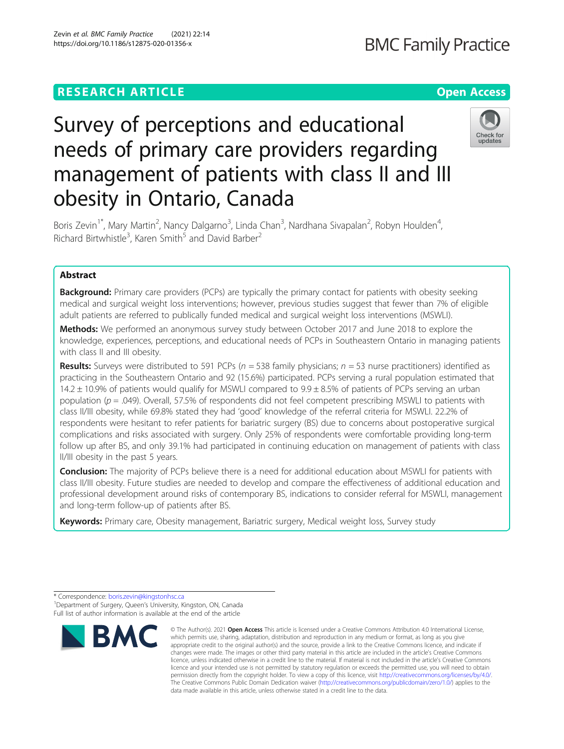RESEARCH ARTICLE

Open Access

# Survey of perceptions and educational needs of primary care providers regarding management of patients with class II and III obesity in Ontario, Canada

Boris Zevin[1*], Mary Martin[2], Nancy Dalgarno[3], Linda Chan[3], Nardhana Sivapalan[2], Robyn Houlden[4], Richard Birtwhistle[3], Karen Smith[5] and David Barber[2]

## Abstract

**Background:** Primary care providers (PCPs) are typically the primary contact for patients with obesity seeking medical and surgical weight loss interventions; however, previous studies suggest that fewer than 7% of eligible adult patients are referred to publically funded medical and surgical weight loss interventions (MSWLI).

**Methods:** We performed an anonymous survey study between October 2017 and June 2018 to explore the knowledge, experiences, perceptions, and educational needs of PCPs in Southeastern Ontario in managing patients with class II and III obesity.

**Results:** Surveys were distributed to 591 PCPs ($n$ = 538 family physicians; $n$ = 53 nurse practitioners) identified as practicing in the Southeastern Ontario and 92 (15.6%) participated. PCPs serving a rural population estimated that 14.2 ± 10.9% of patients would qualify for MSWLI compared to 9.9 ± 8.5% of patients of PCPs serving an urban population ($p$ = .049). Overall, 57.5% of respondents did not feel competent prescribing MSWLI to patients with class II/III obesity, while 69.8% stated they had 'good' knowledge of the referral criteria for MSWLI. 22.2% of respondents were hesitant to refer patients for bariatric surgery (BS) due to concerns about postoperative surgical complications and risks associated with surgery. Only 25% of respondents were comfortable providing long-term follow up after BS, and only 39.1% had participated in continuing education on management of patients with class II/III obesity in the past 5 years.

**Conclusion:** The majority of PCPs believe there is a need for additional education about MSWLI for patients with class II/III obesity. Future studies are needed to develop and compare the effectiveness of additional education and professional development around risks of contemporary BS, indications to consider referral for MSWLI, management and long-term follow-up of patients after BS.

**Keywords:** Primary care, Obesity management, Bariatric surgery, Medical weight loss, Survey study

\* Correspondence: boris.zevin@kingstonhsc.ca
[1]Department of Surgery, Queen's University, Kingston, ON, Canada
Full list of author information is available at the end of the article

© The Author(s). 2021 **Open Access** This article is licensed under a Creative Commons Attribution 4.0 International License, which permits use, sharing, adaptation, distribution and reproduction in any medium or format, as long as you give appropriate credit to the original author(s) and the source, provide a link to the Creative Commons licence, and indicate if changes were made. The images or other third party material in this article are included in the article's Creative Commons licence, unless indicated otherwise in a credit line to the material. If material is not included in the article's Creative Commons licence and your intended use is not permitted by statutory regulation or exceeds the permitted use, you will need to obtain permission directly from the copyright holder. To view a copy of this licence, visit http://creativecommons.org/licenses/by/4.0/. The Creative Commons Public Domain Dedication waiver (http://creativecommons.org/publicdomain/zero/1.0/) applies to the data made available in this article, unless otherwise stated in a credit line to the data.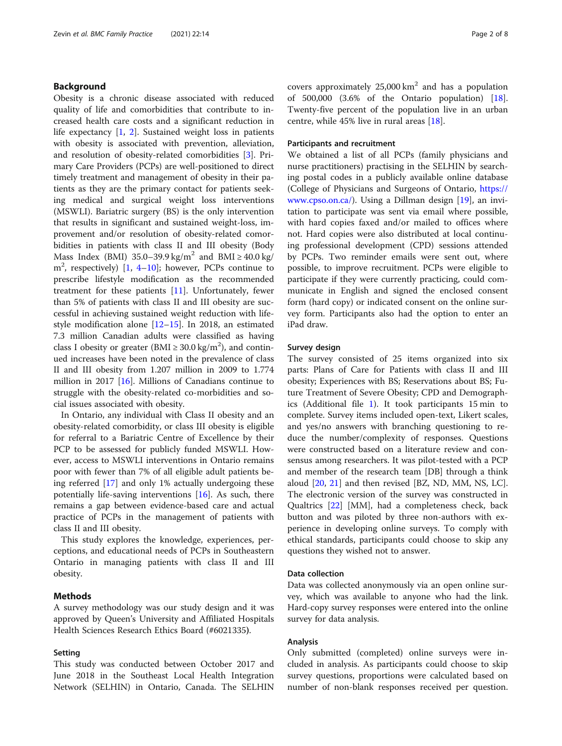## Background

Obesity is a chronic disease associated with reduced quality of life and comorbidities that contribute to increased health care costs and a significant reduction in life expectancy [1, 2]. Sustained weight loss in patients with obesity is associated with prevention, alleviation, and resolution of obesity-related comorbidities [3]. Primary Care Providers (PCPs) are well-positioned to direct timely treatment and management of obesity in their patients as they are the primary contact for patients seeking medical and surgical weight loss interventions (MSWLI). Bariatric surgery (BS) is the only intervention that results in significant and sustained weight-loss, improvement and/or resolution of obesity-related comorbidities in patients with class II and III obesity (Body Mass Index (BMI) 35.0–39.9 kg/m$^2$ and BMI ≥ 40.0 kg/m$^2$, respectively) [1, 4–10]; however, PCPs continue to prescribe lifestyle modification as the recommended treatment for these patients [11]. Unfortunately, fewer than 5% of patients with class II and III obesity are successful in achieving sustained weight reduction with lifestyle modification alone [12–15]. In 2018, an estimated 7.3 million Canadian adults were classified as having class I obesity or greater (BMI ≥ 30.0 kg/m$^2$), and continued increases have been noted in the prevalence of class II and III obesity from 1.207 million in 2009 to 1.774 million in 2017 [16]. Millions of Canadians continue to struggle with the obesity-related co-morbidities and social issues associated with obesity.

In Ontario, any individual with Class II obesity and an obesity-related comorbidity, or class III obesity is eligible for referral to a Bariatric Centre of Excellence by their PCP to be assessed for publicly funded MSWLI. However, access to MSWLI interventions in Ontario remains poor with fewer than 7% of all eligible adult patients being referred [17] and only 1% actually undergoing these potentially life-saving interventions [16]. As such, there remains a gap between evidence-based care and actual practice of PCPs in the management of patients with class II and III obesity.

This study explores the knowledge, experiences, perceptions, and educational needs of PCPs in Southeastern Ontario in managing patients with class II and III obesity.

## Methods

A survey methodology was our study design and it was approved by Queen's University and Affiliated Hospitals Health Sciences Research Ethics Board (#6021335).

### Setting

This study was conducted between October 2017 and June 2018 in the Southeast Local Health Integration Network (SELHIN) in Ontario, Canada. The SELHIN covers approximately 25,000 km$^2$ and has a population of 500,000 (3.6% of the Ontario population) [18]. Twenty-five percent of the population live in an urban centre, while 45% live in rural areas [18].

### Participants and recruitment

We obtained a list of all PCPs (family physicians and nurse practitioners) practising in the SELHIN by searching postal codes in a publicly available online database (College of Physicians and Surgeons of Ontario, https://www.cpso.on.ca/). Using a Dillman design [19], an invitation to participate was sent via email where possible, with hard copies faxed and/or mailed to offices where not. Hard copies were also distributed at local continuing professional development (CPD) sessions attended by PCPs. Two reminder emails were sent out, where possible, to improve recruitment. PCPs were eligible to participate if they were currently practicing, could communicate in English and signed the enclosed consent form (hard copy) or indicated consent on the online survey form. Participants also had the option to enter an iPad draw.

### Survey design

The survey consisted of 25 items organized into six parts: Plans of Care for Patients with class II and III obesity; Experiences with BS; Reservations about BS; Future Treatment of Severe Obesity; CPD and Demographics (Additional file 1). It took participants 15 min to complete. Survey items included open-text, Likert scales, and yes/no answers with branching questioning to reduce the number/complexity of responses. Questions were constructed based on a literature review and consensus among researchers. It was pilot-tested with a PCP and member of the research team [DB] through a think aloud [20, 21] and then revised [BZ, ND, MM, NS, LC]. The electronic version of the survey was constructed in Qualtrics [22] [MM], had a completeness check, back button and was piloted by three non-authors with experience in developing online surveys. To comply with ethical standards, participants could choose to skip any questions they wished not to answer.

### Data collection

Data was collected anonymously via an open online survey, which was available to anyone who had the link. Hard-copy survey responses were entered into the online survey for data analysis.

### Analysis

Only submitted (completed) online surveys were included in analysis. As participants could choose to skip survey questions, proportions were calculated based on number of non-blank responses received per question.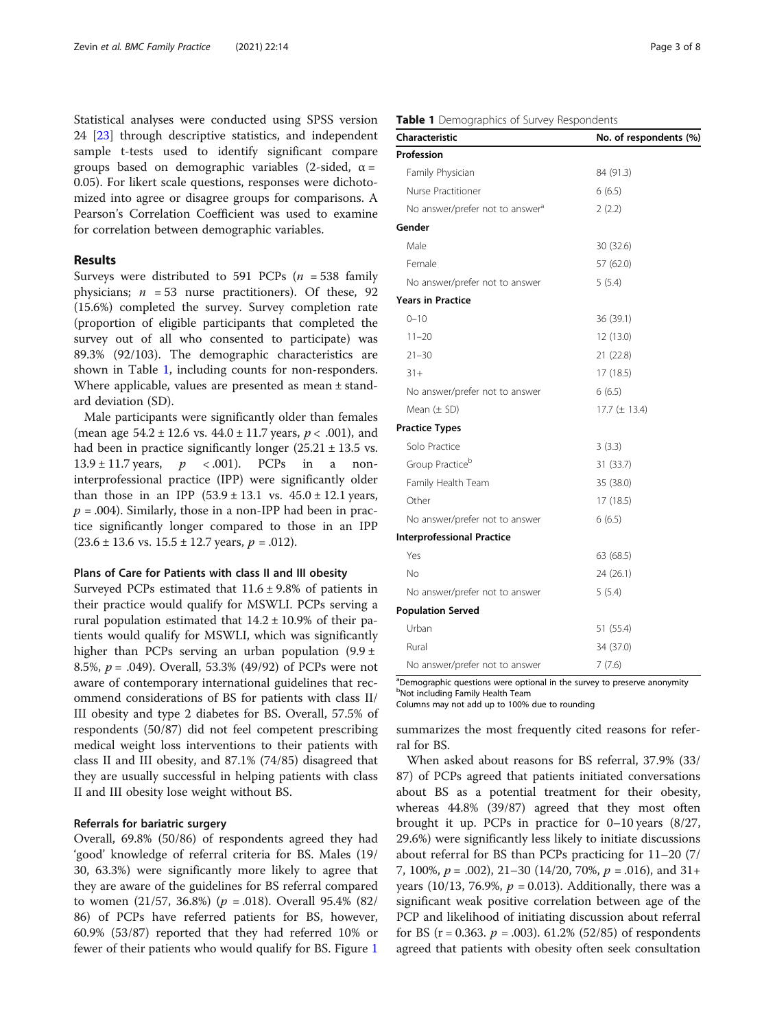Statistical analyses were conducted using SPSS version 24 [23] through descriptive statistics, and independent sample t-tests used to identify significant compare groups based on demographic variables (2-sided, $\alpha = 0.05$). For likert scale questions, responses were dichotomized into agree or disagree groups for comparisons. A Pearson's Correlation Coefficient was used to examine for correlation between demographic variables.

## Results

Surveys were distributed to 591 PCPs ($n = 538$ family physicians; $n = 53$ nurse practitioners). Of these, 92 (15.6%) completed the survey. Survey completion rate (proportion of eligible participants that completed the survey out of all who consented to participate) was 89.3% (92/103). The demographic characteristics are shown in Table 1, including counts for non-responders. Where applicable, values are presented as mean ± standard deviation (SD).

Male participants were significantly older than females (mean age 54.2 ± 12.6 vs. 44.0 ± 11.7 years, $p < .001$), and had been in practice significantly longer (25.21 ± 13.5 vs. 13.9 ± 11.7 years, $p < .001$). PCPs in a non-interprofessional practice (IPP) were significantly older than those in an IPP (53.9 ± 13.1 vs. 45.0 ± 12.1 years, $p = .004$). Similarly, those in a non-IPP had been in practice significantly longer compared to those in an IPP (23.6 ± 13.6 vs. 15.5 ± 12.7 years, $p = .012$).

### Plans of Care for Patients with class II and III obesity

Surveyed PCPs estimated that 11.6 ± 9.8% of patients in their practice would qualify for MSWLI. PCPs serving a rural population estimated that 14.2 ± 10.9% of their patients would qualify for MSWLI, which was significantly higher than PCPs serving an urban population (9.9 ± 8.5%, $p = .049$). Overall, 53.3% (49/92) of PCPs were not aware of contemporary international guidelines that recommend considerations of BS for patients with class II/III obesity and type 2 diabetes for BS. Overall, 57.5% of respondents (50/87) did not feel competent prescribing medical weight loss interventions to their patients with class II and III obesity, and 87.1% (74/85) disagreed that they are usually successful in helping patients with class II and III obesity lose weight without BS.

### Referrals for bariatric surgery

Overall, 69.8% (50/86) of respondents agreed they had 'good' knowledge of referral criteria for BS. Males (19/30, 63.3%) were significantly more likely to agree that they are aware of the guidelines for BS referral compared to women (21/57, 36.8%) ($p = .018$). Overall 95.4% (82/86) of PCPs have referred patients for BS, however, 60.9% (53/87) reported that they had referred 10% or fewer of their patients who would qualify for BS. Figure 1 summarizes the most frequently cited reasons for referral for BS.

When asked about reasons for BS referral, 37.9% (33/87) of PCPs agreed that patients initiated conversations about BS as a potential treatment for their obesity, whereas 44.8% (39/87) agreed that they most often brought it up. PCPs in practice for 0–10 years (8/27, 29.6%) were significantly less likely to initiate discussions about referral for BS than PCPs practicing for 11–20 (7/7, 100%, $p = .002$), 21–30 (14/20, 70%, $p = .016$), and 31+ years (10/13, 76.9%, $p = 0.013$). Additionally, there was a significant weak positive correlation between age of the PCP and likelihood of initiating discussion about referral for BS ($r = 0.363$. $p = .003$). 61.2% (52/85) of respondents agreed that patients with obesity often seek consultation

**Table 1** Demographics of Survey Respondents

| Characteristic | No. of respondents (%) |
|---|---|
| **Profession** | |
| Family Physician | 84 (91.3) |
| Nurse Practitioner | 6 (6.5) |
| No answer/prefer not to answer[a] | 2 (2.2) |
| **Gender** | |
| Male | 30 (32.6) |
| Female | 57 (62.0) |
| No answer/prefer not to answer | 5 (5.4) |
| **Years in Practice** | |
| 0–10 | 36 (39.1) |
| 11–20 | 12 (13.0) |
| 21–30 | 21 (22.8) |
| 31+ | 17 (18.5) |
| No answer/prefer not to answer | 6 (6.5) |
| Mean (± SD) | 17.7 (± 13.4) |
| **Practice Types** | |
| Solo Practice | 3 (3.3) |
| Group Practice[b] | 31 (33.7) |
| Family Health Team | 35 (38.0) |
| Other | 17 (18.5) |
| No answer/prefer not to answer | 6 (6.5) |
| **Interprofessional Practice** | |
| Yes | 63 (68.5) |
| No | 24 (26.1) |
| No answer/prefer not to answer | 5 (5.4) |
| **Population Served** | |
| Urban | 51 (55.4) |
| Rural | 34 (37.0) |
| No answer/prefer not to answer | 7 (7.6) |

[a]Demographic questions were optional in the survey to preserve anonymity
[b]Not including Family Health Team
Columns may not add up to 100% due to rounding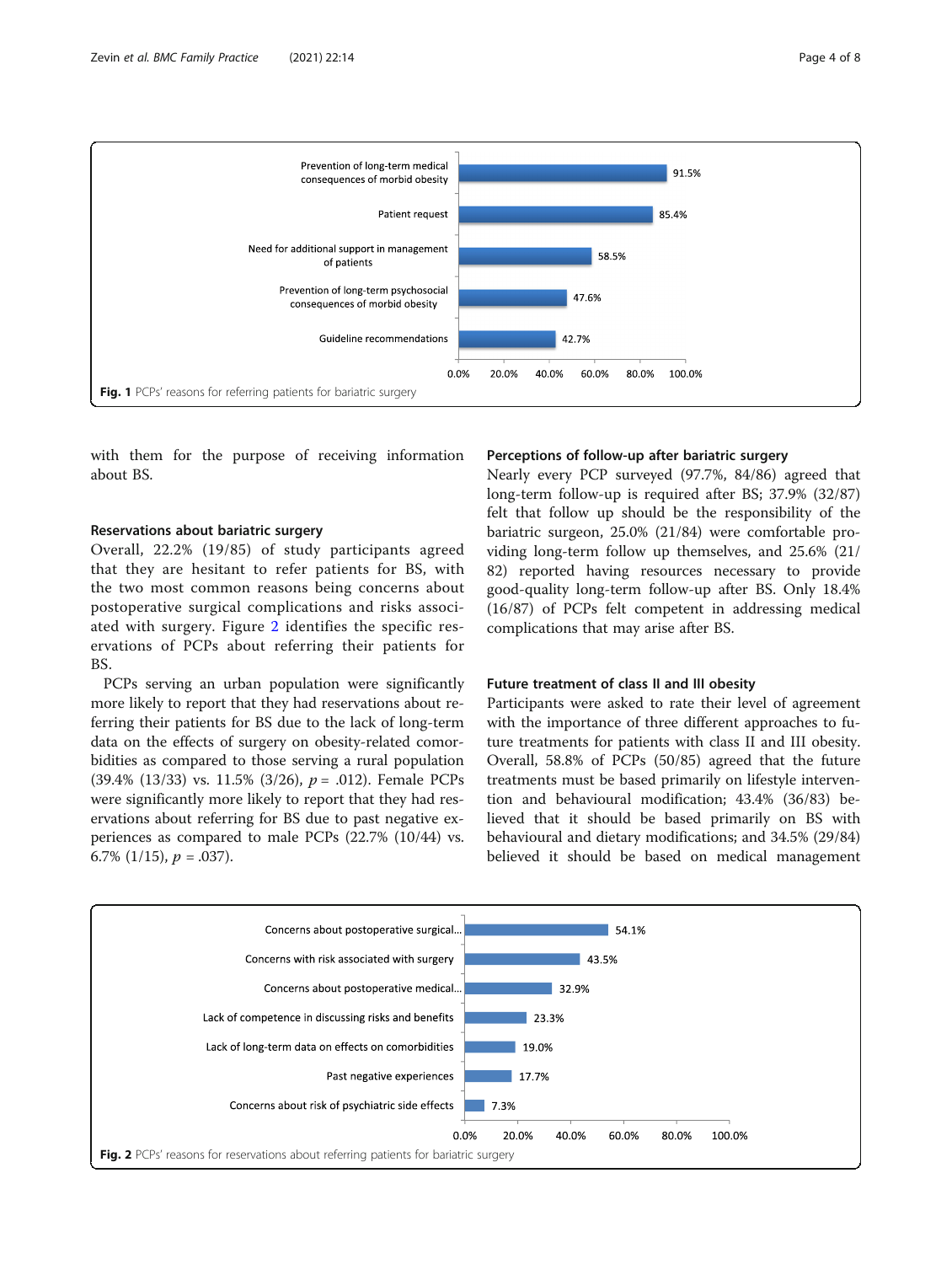Fig. 1 PCPs' reasons for referring patients for bariatric surgery

with them for the purpose of receiving information about BS.

### Reservations about bariatric surgery

Overall, 22.2% (19/85) of study participants agreed that they are hesitant to refer patients for BS, with the two most common reasons being concerns about postoperative surgical complications and risks associated with surgery. Figure 2 identifies the specific reservations of PCPs about referring their patients for BS.

PCPs serving an urban population were significantly more likely to report that they had reservations about referring their patients for BS due to the lack of long-term data on the effects of surgery on obesity-related comorbidities as compared to those serving a rural population (39.4% (13/33) vs. 11.5% (3/26), $p$ = .012). Female PCPs were significantly more likely to report that they had reservations about referring for BS due to past negative experiences as compared to male PCPs (22.7% (10/44) vs. 6.7% (1/15), $p$ = .037).

### Perceptions of follow-up after bariatric surgery

Nearly every PCP surveyed (97.7%, 84/86) agreed that long-term follow-up is required after BS; 37.9% (32/87) felt that follow up should be the responsibility of the bariatric surgeon, 25.0% (21/84) were comfortable providing long-term follow up themselves, and 25.6% (21/82) reported having resources necessary to provide good-quality long-term follow-up after BS. Only 18.4% (16/87) of PCPs felt competent in addressing medical complications that may arise after BS.

### Future treatment of class II and III obesity

Participants were asked to rate their level of agreement with the importance of three different approaches to future treatments for patients with class II and III obesity. Overall, 58.8% of PCPs (50/85) agreed that the future treatments must be based primarily on lifestyle intervention and behavioural modification; 43.4% (36/83) believed that it should be based primarily on BS with behavioural and dietary modifications; and 34.5% (29/84) believed it should be based on medical management

Fig. 2 PCPs' reasons for reservations about referring patients for bariatric surgery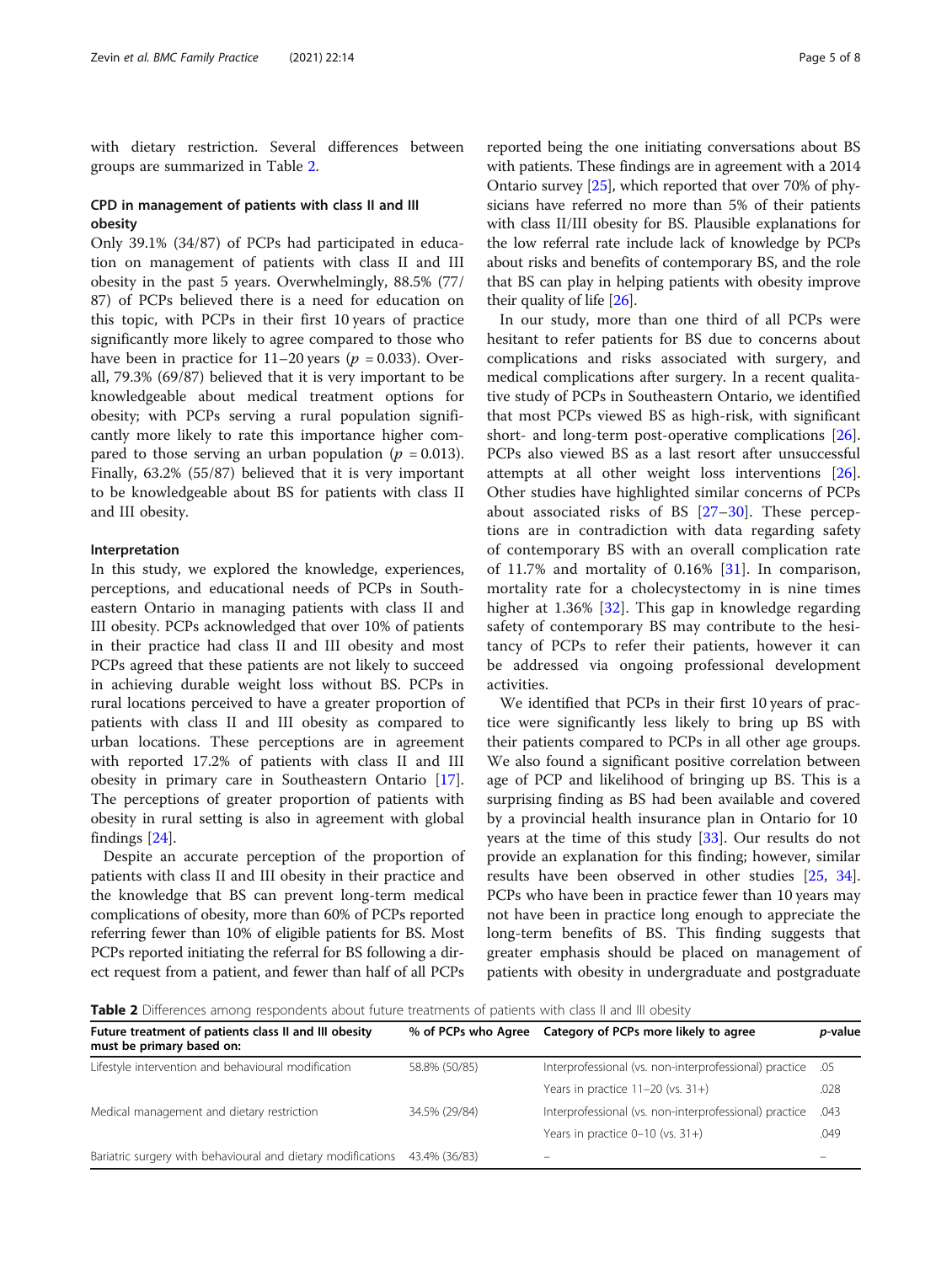with dietary restriction. Several differences between groups are summarized in Table 2.

### CPD in management of patients with class II and III obesity

Only 39.1% (34/87) of PCPs had participated in education on management of patients with class II and III obesity in the past 5 years. Overwhelmingly, 88.5% (77/87) of PCPs believed there is a need for education on this topic, with PCPs in their first 10 years of practice significantly more likely to agree compared to those who have been in practice for 11–20 years ($p = 0.033$). Overall, 79.3% (69/87) believed that it is very important to be knowledgeable about medical treatment options for obesity; with PCPs serving a rural population significantly more likely to rate this importance higher compared to those serving an urban population ($p = 0.013$). Finally, 63.2% (55/87) believed that it is very important to be knowledgeable about BS for patients with class II and III obesity.

### Interpretation

In this study, we explored the knowledge, experiences, perceptions, and educational needs of PCPs in Southeastern Ontario in managing patients with class II and III obesity. PCPs acknowledged that over 10% of patients in their practice had class II and III obesity and most PCPs agreed that these patients are not likely to succeed in achieving durable weight loss without BS. PCPs in rural locations perceived to have a greater proportion of patients with class II and III obesity as compared to urban locations. These perceptions are in agreement with reported 17.2% of patients with class II and III obesity in primary care in Southeastern Ontario [17]. The perceptions of greater proportion of patients with obesity in rural setting is also in agreement with global findings [24].

Despite an accurate perception of the proportion of patients with class II and III obesity in their practice and the knowledge that BS can prevent long-term medical complications of obesity, more than 60% of PCPs reported referring fewer than 10% of eligible patients for BS. Most PCPs reported initiating the referral for BS following a direct request from a patient, and fewer than half of all PCPs reported being the one initiating conversations about BS with patients. These findings are in agreement with a 2014 Ontario survey [25], which reported that over 70% of physicians have referred no more than 5% of their patients with class II/III obesity for BS. Plausible explanations for the low referral rate include lack of knowledge by PCPs about risks and benefits of contemporary BS, and the role that BS can play in helping patients with obesity improve their quality of life [26].

In our study, more than one third of all PCPs were hesitant to refer patients for BS due to concerns about complications and risks associated with surgery, and medical complications after surgery. In a recent qualitative study of PCPs in Southeastern Ontario, we identified that most PCPs viewed BS as high-risk, with significant short- and long-term post-operative complications [26]. PCPs also viewed BS as a last resort after unsuccessful attempts at all other weight loss interventions [26]. Other studies have highlighted similar concerns of PCPs about associated risks of BS [27–30]. These perceptions are in contradiction with data regarding safety of contemporary BS with an overall complication rate of 11.7% and mortality of 0.16% [31]. In comparison, mortality rate for a cholecystectomy in is nine times higher at 1.36% [32]. This gap in knowledge regarding safety of contemporary BS may contribute to the hesitancy of PCPs to refer their patients, however it can be addressed via ongoing professional development activities.

We identified that PCPs in their first 10 years of practice were significantly less likely to bring up BS with their patients compared to PCPs in all other age groups. We also found a significant positive correlation between age of PCP and likelihood of bringing up BS. This is a surprising finding as BS had been available and covered by a provincial health insurance plan in Ontario for 10 years at the time of this study [33]. Our results do not provide an explanation for this finding; however, similar results have been observed in other studies [25, 34]. PCPs who have been in practice fewer than 10 years may not have been in practice long enough to appreciate the long-term benefits of BS. This finding suggests that greater emphasis should be placed on management of patients with obesity in undergraduate and postgraduate

**Table 2** Differences among respondents about future treatments of patients with class II and III obesity

| Future treatment of patients class II and III obesity must be primary based on: | % of PCPs who Agree | Category of PCPs more likely to agree | *p*-value |
|---|---|---|---|
| Lifestyle intervention and behavioural modification | 58.8% (50/85) | Interprofessional (vs. non-interprofessional) practice | .05 |
| | | Years in practice 11–20 (vs. 31+) | .028 |
| Medical management and dietary restriction | 34.5% (29/84) | Interprofessional (vs. non-interprofessional) practice | .043 |
| | | Years in practice 0–10 (vs. 31+) | .049 |
| Bariatric surgery with behavioural and dietary modifications | 43.4% (36/83) | – | – |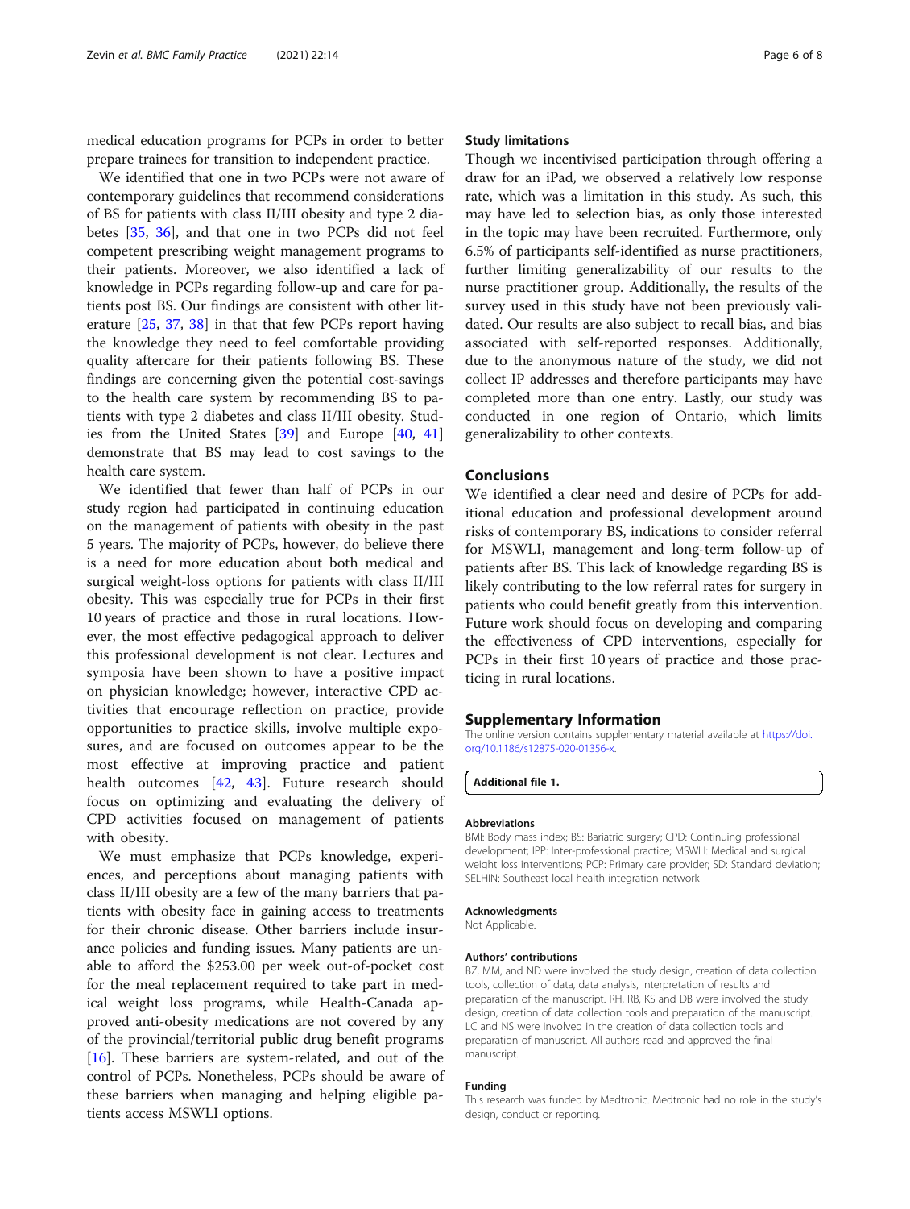medical education programs for PCPs in order to better prepare trainees for transition to independent practice.

We identified that one in two PCPs were not aware of contemporary guidelines that recommend considerations of BS for patients with class II/III obesity and type 2 diabetes [35, 36], and that one in two PCPs did not feel competent prescribing weight management programs to their patients. Moreover, we also identified a lack of knowledge in PCPs regarding follow-up and care for patients post BS. Our findings are consistent with other literature [25, 37, 38] in that that few PCPs report having the knowledge they need to feel comfortable providing quality aftercare for their patients following BS. These findings are concerning given the potential cost-savings to the health care system by recommending BS to patients with type 2 diabetes and class II/III obesity. Studies from the United States [39] and Europe [40, 41] demonstrate that BS may lead to cost savings to the health care system.

We identified that fewer than half of PCPs in our study region had participated in continuing education on the management of patients with obesity in the past 5 years. The majority of PCPs, however, do believe there is a need for more education about both medical and surgical weight-loss options for patients with class II/III obesity. This was especially true for PCPs in their first 10 years of practice and those in rural locations. However, the most effective pedagogical approach to deliver this professional development is not clear. Lectures and symposia have been shown to have a positive impact on physician knowledge; however, interactive CPD activities that encourage reflection on practice, provide opportunities to practice skills, involve multiple exposures, and are focused on outcomes appear to be the most effective at improving practice and patient health outcomes [42, 43]. Future research should focus on optimizing and evaluating the delivery of CPD activities focused on management of patients with obesity.

We must emphasize that PCPs knowledge, experiences, and perceptions about managing patients with class II/III obesity are a few of the many barriers that patients with obesity face in gaining access to treatments for their chronic disease. Other barriers include insurance policies and funding issues. Many patients are unable to afford the $253.00 per week out-of-pocket cost for the meal replacement required to take part in medical weight loss programs, while Health-Canada approved anti-obesity medications are not covered by any of the provincial/territorial public drug benefit programs [16]. These barriers are system-related, and out of the control of PCPs. Nonetheless, PCPs should be aware of these barriers when managing and helping eligible patients access MSWLI options.

### Study limitations

Though we incentivised participation through offering a draw for an iPad, we observed a relatively low response rate, which was a limitation in this study. As such, this may have led to selection bias, as only those interested in the topic may have been recruited. Furthermore, only 6.5% of participants self-identified as nurse practitioners, further limiting generalizability of our results to the nurse practitioner group. Additionally, the results of the survey used in this study have not been previously validated. Our results are also subject to recall bias, and bias associated with self-reported responses. Additionally, due to the anonymous nature of the study, we did not collect IP addresses and therefore participants may have completed more than one entry. Lastly, our study was conducted in one region of Ontario, which limits generalizability to other contexts.

## Conclusions

We identified a clear need and desire of PCPs for additional education and professional development around risks of contemporary BS, indications to consider referral for MSWLI, management and long-term follow-up of patients after BS. This lack of knowledge regarding BS is likely contributing to the low referral rates for surgery in patients who could benefit greatly from this intervention. Future work should focus on developing and comparing the effectiveness of CPD interventions, especially for PCPs in their first 10 years of practice and those practicing in rural locations.

## Supplementary Information

The online version contains supplementary material available at https://doi.org/10.1186/s12875-020-01356-x.

**Additional file 1.**

#### Abbreviations

BMI: Body mass index; BS: Bariatric surgery; CPD: Continuing professional development; IPP: Inter-professional practice; MSWLI: Medical and surgical weight loss interventions; PCP: Primary care provider; SD: Standard deviation; SELHIN: Southeast local health integration network

#### Acknowledgments

Not Applicable.

#### Authors' contributions

BZ, MM, and ND were involved the study design, creation of data collection tools, collection of data, data analysis, interpretation of results and preparation of the manuscript. RH, RB, KS and DB were involved the study design, creation of data collection tools and preparation of the manuscript. LC and NS were involved in the creation of data collection tools and preparation of manuscript. All authors read and approved the final manuscript.

#### Funding

This research was funded by Medtronic. Medtronic had no role in the study's design, conduct or reporting.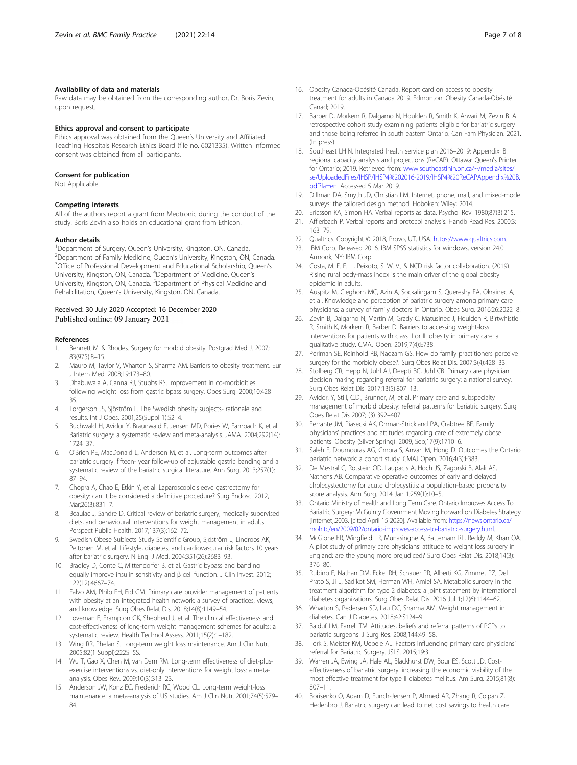### Availability of data and materials

Raw data may be obtained from the corresponding author, Dr. Boris Zevin, upon request.

### Ethics approval and consent to participate

Ethics approval was obtained from the Queen's University and Affiliated Teaching Hospitals Research Ethics Board (file no. 6021335). Written informed consent was obtained from all participants.

### Consent for publication

Not Applicable.

### Competing interests

All of the authors report a grant from Medtronic during the conduct of the study. Boris Zevin also holds an educational grant from Ethicon.

### Author details

[1]Department of Surgery, Queen's University, Kingston, ON, Canada. [2]Department of Family Medicine, Queen's University, Kingston, ON, Canada. [3]Office of Professional Development and Educational Scholarship, Queen's University, Kingston, ON, Canada. [4]Department of Medicine, Queen's University, Kingston, ON, Canada. [5]Department of Physical Medicine and Rehabilitation, Queen's University, Kingston, ON, Canada.

Received: 30 July 2020 Accepted: 16 December 2020
Published online: 09 January 2021

### References

1. Bennett M. & Rhodes. Surgery for morbid obesity. Postgrad Med J. 2007; 83(975):8–15.
2. Mauro M, Taylor V, Wharton S, Sharma AM. Barriers to obesity treatment. Eur J Intern Med. 2008;19:173–80.
3. Dhabuwala A, Canna RJ, Stubbs RS. Improvement in co-morbidities following weight loss from gastric bpass surgery. Obes Surg. 2000;10:428–35.
4. Torgerson JS, Sjöström L. The Swedish obesity subjects- rationale and results. Int J Obes. 2001;25(Suppl 1):S2–4.
5. Buchwald H, Avidor Y, Braunwald E, Jensen MD, Pories W, Fahrbach K, et al. Bariatric surgery: a systematic review and meta-analysis. JAMA. 2004;292(14): 1724–37.
6. O'Brien PE, MacDonald L, Anderson M, et al. Long-term outcomes after bariatric surgery: fifteen- year follow-up of adjustable gastric banding and a systematic review of the bariatric surgical literature. Ann Surg. 2013;257(1): 87–94.
7. Chopra A, Chao E, Etkin Y, et al. Laparoscopic sleeve gastrectomy for obesity: can it be considered a definitive procedure? Surg Endosc. 2012, Mar;26(3):831–7.
8. Beaulac J, Sandre D. Critical review of bariatric surgery, medically supervised diets, and behavioural interventions for weight management in adults. Perspect Public Health. 2017;137(3):162–72.
9. Swedish Obese Subjects Study Scientific Group, Sjöström L, Lindroos AK, Peltonen M, et al. Lifestyle, diabetes, and cardiovascular risk factors 10 years after bariatric surgery. N Engl J Med. 2004;351(26):2683–93.
10. Bradley D, Conte C, Mittendorfer B, et al. Gastric bypass and banding equally improve insulin sensitivity and β cell function. J Clin Invest. 2012; 122(12):4667–74.
11. Falvo AM, Philp FH, Eid GM. Primary care provider management of patients with obesity at an integrated health network: a survey of practices, views, and knowledge. Surg Obes Relat Dis. 2018;14(8):1149–54.
12. Loveman E, Frampton GK, Shepherd J, et al. The clinical effectiveness and cost-effectiveness of long-term weight management schemes for adults: a systematic review. Health Technol Assess. 2011;15(2):1–182.
13. Wing RR, Phelan S. Long-term weight loss maintenance. Am J Clin Nutr. 2005;82(1 Suppl):222S–5S.
14. Wu T, Gao X, Chen M, van Dam RM. Long-term effectiveness of diet-plus-exercise interventions vs. diet-only interventions for weight loss: a meta-analysis. Obes Rev. 2009;10(3):313–23.
15. Anderson JW, Konz EC, Frederich RC, Wood CL. Long-term weight-loss maintenance: a meta-analysis of US studies. Am J Clin Nutr. 2001;74(5):579–84.
16. Obesity Canada-Obésité Canada. Report card on access to obesity treatment for adults in Canada 2019. Edmonton: Obesity Canada-Obésité Canad; 2019.
17. Barber D, Morkem R, Dalgarno N, Houlden R, Smith K, Anvari M, Zevin B. A retrospective cohort study examining patients eligible for bariatric surgery and those being referred in south eastern Ontario. Can Fam Physician. 2021. (In press).
18. Southeast LHIN. Integrated health service plan 2016–2019: Appendix: B. regional capacity analysis and projections (ReCAP). Ottawa: Queen's Printer for Ontario; 2019. Retrieved from: www.southeastlhin.on.ca/~/media/sites/se/UploadedFiles/IHSP/IHSP4%202016-2019/IHSP4%20ReCAPAppendix%20B.pdf?la=en. Accessed 5 Mar 2019.
19. Dillman DA, Smyth JD, Christian LM. Internet, phone, mail, and mixed-mode surveys: the tailored design method. Hoboken: Wiley; 2014.
20. Ericsson KA, Simon HA. Verbal reports as data. Psychol Rev. 1980;87(3):215.
21. Afflerbach P. Verbal reports and protocol analysis. Handb Read Res. 2000;3: 163–79.
22. Qualtrics. Copyright © 2018, Provo, UT, USA. https://www.qualtrics.com.
23. IBM Corp. Released 2016. IBM SPSS statistics for windows, version 24.0. Armonk, NY: IBM Corp.
24. Costa, M. F. F. L., Peixoto, S. W. V., & NCD risk factor collaboration. (2019). Rising rural body-mass index is the main driver of the global obesity epidemic in adults.
25. Auspitz M, Cleghorn MC, Azin A, Sockalingam S, Quereshy FA, Okrainec A, et al. Knowledge and perception of bariatric surgery among primary care physicians: a survey of family doctors in Ontario. Obes Surg. 2016;26:2022–8.
26. Zevin B, Dalgarno N, Martin M, Grady C, Matusinec J, Houlden R, Birtwhistle R, Smith K, Morkem R, Barber D. Barriers to accessing weight-loss interventions for patients with class II or III obesity in primary care: a qualitative study. CMAJ Open. 2019;7(4):E738.
27. Perlman SE, Reinhold RB, Nadzam GS. How do family practitioners perceive surgery for the morbidly obese?. Surg Obes Relat Dis. 2007;3(4):428–33.
28. Stolberg CR, Hepp N, Juhl AJ, Deepti BC, Juhl CB. Primary care physician decision making regarding referral for bariatric surgery: a national survey. Surg Obes Relat Dis. 2017;13(5):807–13.
29. Avidor, Y, Still, C.D., Brunner, M, et al. Primary care and subspecialty management of morbid obesity: referral patterns for bariatric surgery. Surg Obes Relat Dis 2007; (3) 392–407.
30. Ferrante JM, Piasecki AK, Ohman-Strickland PA, Crabtree BF. Family physicians' practices and attitudes regarding care of extremely obese patients. Obesity (Silver Spring). 2009, Sep;17(9):1710–6.
31. Saleh F, Doumouras AG, Gmora S, Anvari M, Hong D. Outcomes the Ontario bariatric network: a cohort study. CMAJ Open. 2016;4(3):E383.
32. De Mestral C, Rotstein OD, Laupacis A, Hoch JS, Zagorski B, Alali AS, Nathens AB. Comparative operative outcomes of early and delayed cholecystectomy for acute cholecystitis: a population-based propensity score analysis. Ann Surg. 2014 Jan 1;259(1):10–5.
33. Ontario Ministry of Health and Long Term Care. Ontario Improves Access To Bariatric Surgery: McGuinty Government Moving Forward on Diabetes Strategy [internet].2003. [cited April 15 2020]. Available from: https://news.ontario.ca/mohltc/en/2009/02/ontario-improves-access-to-bariatric-surgery.html.
34. McGlone ER, Wingfield LR, Munasinghe A, Batterham RL, Reddy M, Khan OA. A pilot study of primary care physicians' attitude to weight loss surgery in England: are the young more prejudiced? Surg Obes Relat Dis. 2018;14(3): 376–80.
35. Rubino F, Nathan DM, Eckel RH, Schauer PR, Alberti KG, Zimmet PZ, Del Prato S, Ji L, Sadikot SM, Herman WH, Amiel SA. Metabolic surgery in the treatment algorithm for type 2 diabetes: a joint statement by international diabetes organizations. Surg Obes Relat Dis. 2016 Jul 1;12(6):1144–62.
36. Wharton S, Pedersen SD, Lau DC, Sharma AM. Weight management in diabetes. Can J Diabetes. 2018;42:S124–9.
37. Balduf LM, Farrell TM. Attitudes, beliefs and referral patterns of PCPs to bariatric surgeons. J Surg Res. 2008;144:49–58.
38. Tork S, Meister KM, Uebele AL. Factors influencing primary care physicians' referral for Bariatric Surgery. JSLS. 2015;19:3.
39. Warren JA, Ewing JA, Hale AL, Blackhurst DW, Bour ES, Scott JD. Cost-effectiveness of bariatric surgery: increasing the economic viability of the most effective treatment for type II diabetes mellitus. Am Surg. 2015;81(8): 807–11.
40. Borisenko O, Adam D, Funch-Jensen P, Ahmed AR, Zhang R, Colpan Z, Hedenbro J. Bariatric surgery can lead to net cost savings to health care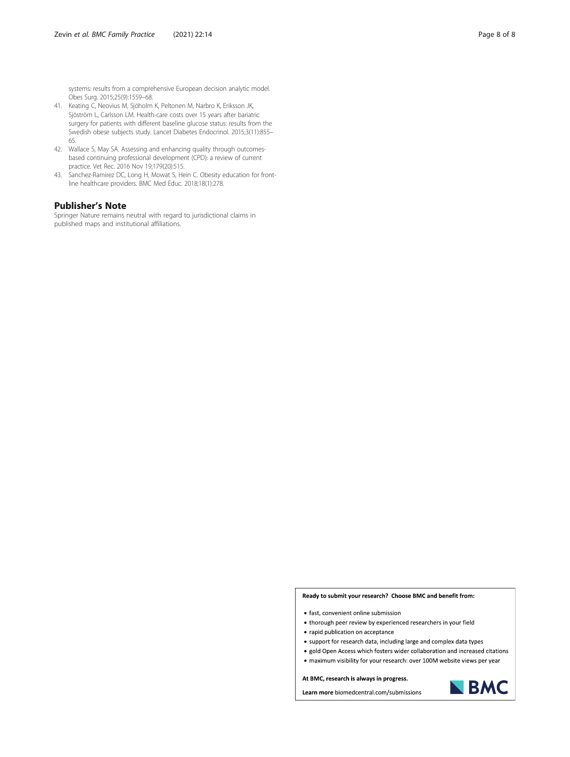systems: results from a comprehensive European decision analytic model. Obes Surg. 2015;25(9):1559–68.

41. Keating C, Neovius M, Sjöholm K, Peltonen M, Narbro K, Eriksson JK, Sjöström L, Carlsson LM. Health-care costs over 15 years after bariatric surgery for patients with different baseline glucose status: results from the Swedish obese subjects study. Lancet Diabetes Endocrinol. 2015;3(11):855–65.
42. Wallace S, May SA. Assessing and enhancing quality through outcomes-based continuing professional development (CPD): a review of current practice. Vet Rec. 2016 Nov 19;179(20):515.
43. Sanchez-Ramirez DC, Long H, Mowat S, Hein C. Obesity education for front-line healthcare providers. BMC Med Educ. 2018;18(1):278.

## Publisher's Note

Springer Nature remains neutral with regard to jurisdictional claims in published maps and institutional affiliations.

**Ready to submit your research? Choose BMC and benefit from:**

- fast, convenient online submission
- thorough peer review by experienced researchers in your field
- rapid publication on acceptance
- support for research data, including large and complex data types
- gold Open Access which fosters wider collaboration and increased citations
- maximum visibility for your research: over 100M website views per year

**At BMC, research is always in progress.**

**Learn more** biomedcentral.com/submissions

BMC